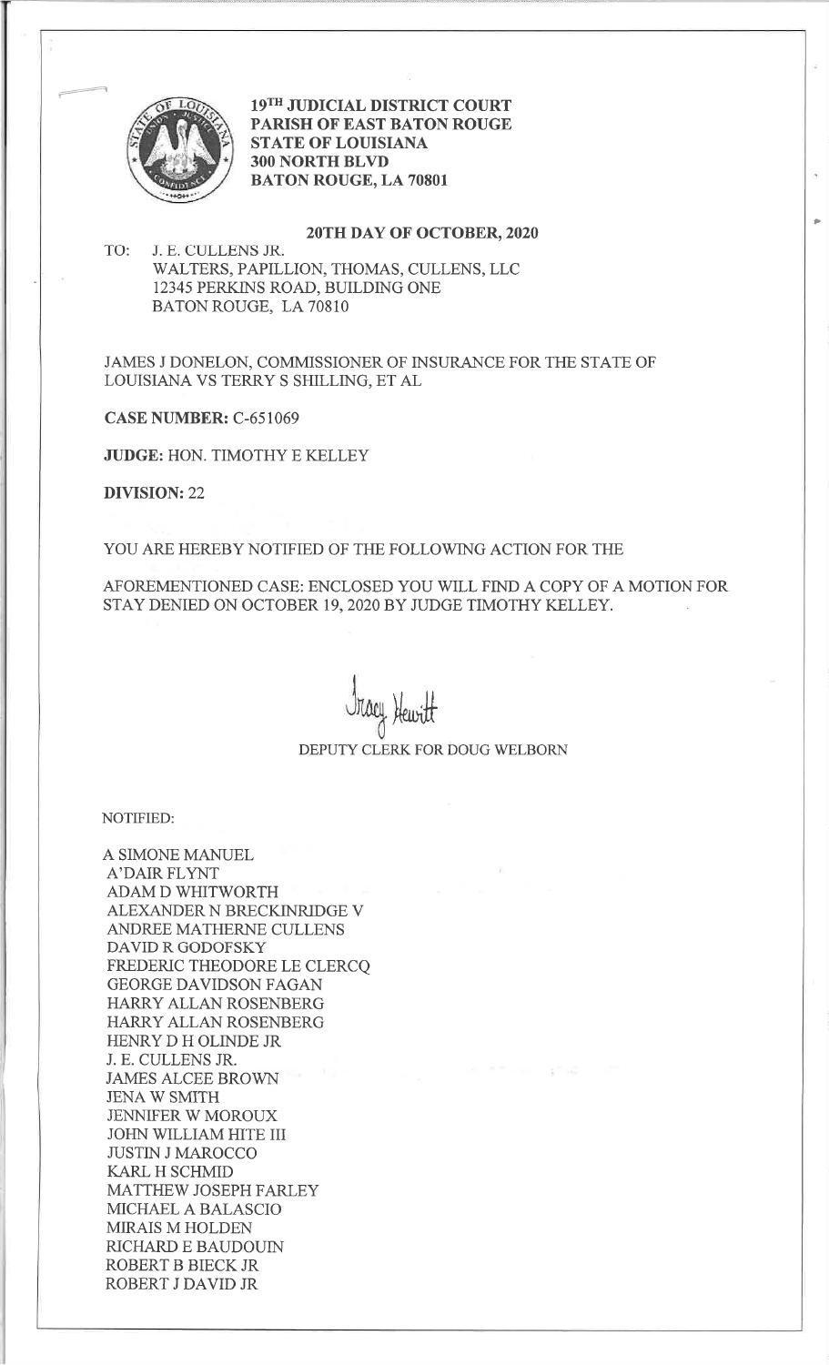**19TH JUDICIAL DISTRICT COURT**
**PARISH OF EAST BATON ROUGE**
**STATE OF LOUISIANA**
**300 NORTH BLVD**
**BATON ROUGE, LA 70801**

**20TH DAY OF OCTOBER, 2020**

TO: J. E. CULLENS JR.
WALTERS, PAPILLION, THOMAS, CULLENS, LLC
12345 PERKINS ROAD, BUILDING ONE
BATON ROUGE, LA 70810

JAMES J DONELON, COMMISSIONER OF INSURANCE FOR THE STATE OF LOUISIANA VS TERRY S SHILLING, ET AL

**CASE NUMBER:** C-651069

**JUDGE:** HON. TIMOTHY E KELLEY

**DIVISION:** 22

YOU ARE HEREBY NOTIFIED OF THE FOLLOWING ACTION FOR THE

AFOREMENTIONED CASE: ENCLOSED YOU WILL FIND A COPY OF A MOTION FOR STAY DENIED ON OCTOBER 19, 2020 BY JUDGE TIMOTHY KELLEY.

Tracy Hewitt
DEPUTY CLERK FOR DOUG WELBORN

NOTIFIED:

A SIMONE MANUEL
A'DAIR FLYNT
ADAM D WHITWORTH
ALEXANDER N BRECKINRIDGE V
ANDREE MATHERNE CULLENS
DAVID R GODOFSKY
FREDERIC THEODORE LE CLERCQ
GEORGE DAVIDSON FAGAN
HARRY ALLAN ROSENBERG
HARRY ALLAN ROSENBERG
HENRY D H OLINDE JR
J. E. CULLENS JR.
JAMES ALCEE BROWN
JENA W SMITH
JENNIFER W MOROUX
JOHN WILLIAM HITE III
JUSTIN J MAROCCO
KARL H SCHMID
MATTHEW JOSEPH FARLEY
MICHAEL A BALASCIO
MIRAIS M HOLDEN
RICHARD E BAUDOUIN
ROBERT B BIECK JR
ROBERT J DAVID JR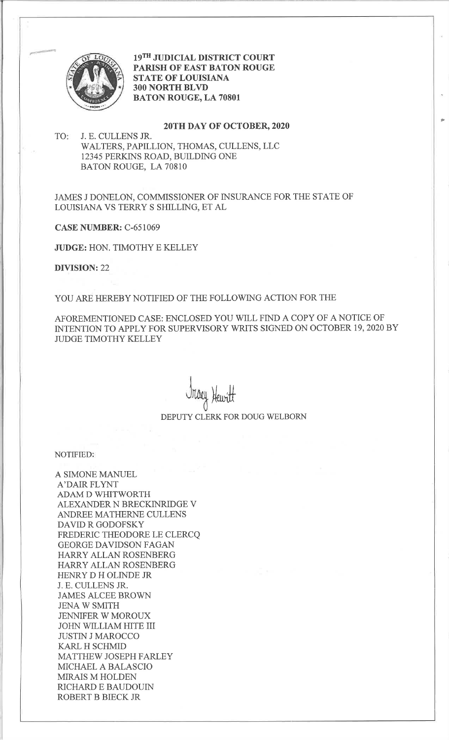**19TH JUDICIAL DISTRICT COURT**
**PARISH OF EAST BATON ROUGE**
**STATE OF LOUISIANA**
**300 NORTH BLVD**
**BATON ROUGE, LA 70801**

**20TH DAY OF OCTOBER, 2020**

TO: J. E. CULLENS JR.
WALTERS, PAPILLION, THOMAS, CULLENS, LLC
12345 PERKINS ROAD, BUILDING ONE
BATON ROUGE, LA 70810

JAMES J DONELON, COMMISSIONER OF INSURANCE FOR THE STATE OF LOUISIANA VS TERRY S SHILLING, ET AL

**CASE NUMBER:** C-651069

**JUDGE:** HON. TIMOTHY E KELLEY

**DIVISION:** 22

YOU ARE HEREBY NOTIFIED OF THE FOLLOWING ACTION FOR THE

AFOREMENTIONED CASE: ENCLOSED YOU WILL FIND A COPY OF A NOTICE OF INTENTION TO APPLY FOR SUPERVISORY WRITS SIGNED ON OCTOBER 19, 2020 BY JUDGE TIMOTHY KELLEY

Tracy Hewitt
DEPUTY CLERK FOR DOUG WELBORN

NOTIFIED:

A SIMONE MANUEL
A'DAIR FLYNT
ADAM D WHITWORTH
ALEXANDER N BRECKINRIDGE V
ANDREE MATHERNE CULLENS
DAVID R GODOFSKY
FREDERIC THEODORE LE CLERCQ
GEORGE DAVIDSON FAGAN
HARRY ALLAN ROSENBERG
HARRY ALLAN ROSENBERG
HENRY D H OLINDE JR
J. E. CULLENS JR.
JAMES ALCEE BROWN
JENA W SMITH
JENNIFER W MOROUX
JOHN WILLIAM HITE III
JUSTIN J MAROCCO
KARL H SCHMID
MATTHEW JOSEPH FARLEY
MICHAEL A BALASCIO
MIRAIS M HOLDEN
RICHARD E BAUDOUIN
ROBERT B BIECK JR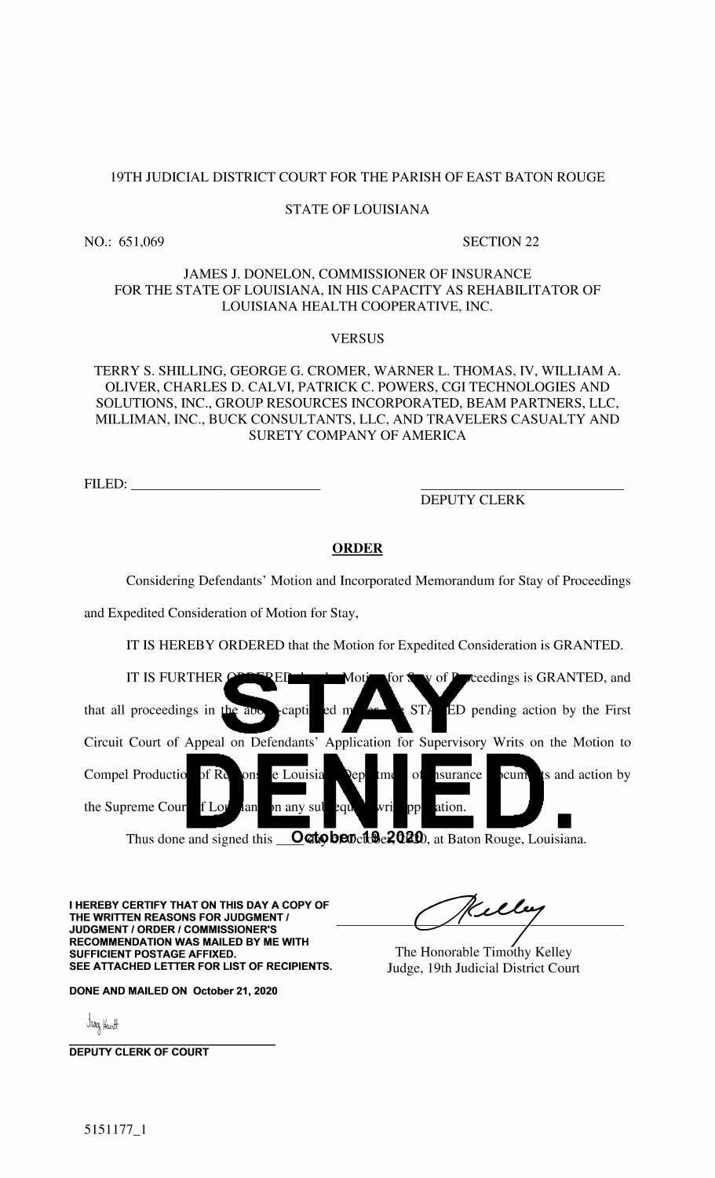19TH JUDICIAL DISTRICT COURT FOR THE PARISH OF EAST BATON ROUGE

STATE OF LOUISIANA

NO.: 651,069 SECTION 22

JAMES J. DONELON, COMMISSIONER OF INSURANCE FOR THE STATE OF LOUISIANA, IN HIS CAPACITY AS REHABILITATOR OF LOUISIANA HEALTH COOPERATIVE, INC.

VERSUS

TERRY S. SHILLING, GEORGE G. CROMER, WARNER L. THOMAS, IV, WILLIAM A. OLIVER, CHARLES D. CALVI, PATRICK C. POWERS, CGI TECHNOLOGIES AND SOLUTIONS, INC., GROUP RESOURCES INCORPORATED, BEAM PARTNERS, LLC, MILLIMAN, INC., BUCK CONSULTANTS, LLC, AND TRAVELERS CASUALTY AND SURETY COMPANY OF AMERICA

FILED: ___________________________ ___________________________
DEPUTY CLERK

## ORDER

Considering Defendants' Motion and Incorporated Memorandum for Stay of Proceedings and Expedited Consideration of Motion for Stay,

IT IS HEREBY ORDERED that the Motion for Expedited Consideration is GRANTED.

IT IS FURTHER ORDERED that the Motion for Stay of Proceedings is GRANTED, and that all proceedings in the above-captioned matter are STAYED pending action by the First Circuit Court of Appeal on Defendants' Application for Supervisory Writs on the Motion to Compel Production of Responsive Louisiana Department of Insurance Documents and action by the Supreme Court of Louisiana on any subsequent writ application.

**STAY DENIED.**

Thus done and signed this ____ day of October, 2020, at Baton Rouge, Louisiana. **October 19, 2020**

The Honorable Timothy Kelley
Judge, 19th Judicial District Court

**I HEREBY CERTIFY THAT ON THIS DAY A COPY OF THE WRITTEN REASONS FOR JUDGMENT / JUDGMENT / ORDER / COMMISSIONER'S RECOMMENDATION WAS MAILED BY ME WITH SUFFICIENT POSTAGE AFFIXED. SEE ATTACHED LETTER FOR LIST OF RECIPIENTS.**

**DONE AND MAILED ON October 21, 2020**

**DEPUTY CLERK OF COURT**

5151177_1